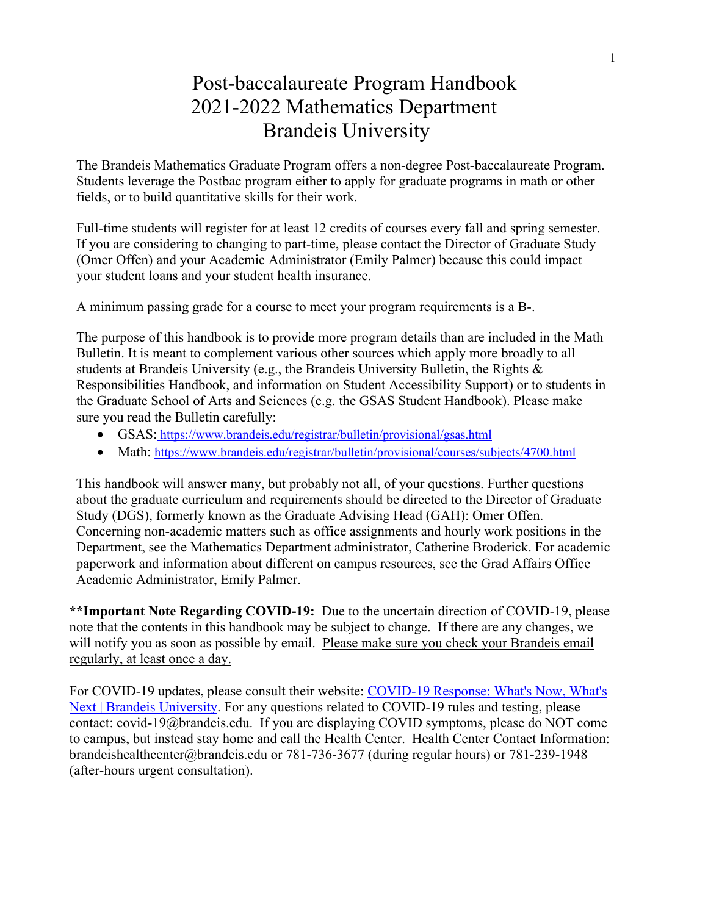# Post-baccalaureate Program Handbook
# 2021-2022 Mathematics Department
# Brandeis University

The Brandeis Mathematics Graduate Program offers a non-degree Post-baccalaureate Program. Students leverage the Postbac program either to apply for graduate programs in math or other fields, or to build quantitative skills for their work.

Full-time students will register for at least 12 credits of courses every fall and spring semester. If you are considering to changing to part-time, please contact the Director of Graduate Study (Omer Offen) and your Academic Administrator (Emily Palmer) because this could impact your student loans and your student health insurance.

A minimum passing grade for a course to meet your program requirements is a B-.

The purpose of this handbook is to provide more program details than are included in the Math Bulletin. It is meant to complement various other sources which apply more broadly to all students at Brandeis University (e.g., the Brandeis University Bulletin, the Rights & Responsibilities Handbook, and information on Student Accessibility Support) or to students in the Graduate School of Arts and Sciences (e.g. the GSAS Student Handbook). Please make sure you read the Bulletin carefully:

- GSAS: https://www.brandeis.edu/registrar/bulletin/provisional/gsas.html
- Math: https://www.brandeis.edu/registrar/bulletin/provisional/courses/subjects/4700.html

This handbook will answer many, but probably not all, of your questions. Further questions about the graduate curriculum and requirements should be directed to the Director of Graduate Study (DGS), formerly known as the Graduate Advising Head (GAH): Omer Offen. Concerning non-academic matters such as office assignments and hourly work positions in the Department, see the Mathematics Department administrator, Catherine Broderick. For academic paperwork and information about different on campus resources, see the Grad Affairs Office Academic Administrator, Emily Palmer.

**\*\*Important Note Regarding COVID-19:** Due to the uncertain direction of COVID-19, please note that the contents in this handbook may be subject to change. If there are any changes, we will notify you as soon as possible by email. Please make sure you check your Brandeis email regularly, at least once a day.

For COVID-19 updates, please consult their website: [COVID-19 Response: What's Now, What's Next | Brandeis University](). For any questions related to COVID-19 rules and testing, please contact: covid-19@brandeis.edu. If you are displaying COVID symptoms, please do NOT come to campus, but instead stay home and call the Health Center. Health Center Contact Information: brandeishealthcenter@brandeis.edu or 781-736-3677 (during regular hours) or 781-239-1948 (after-hours urgent consultation).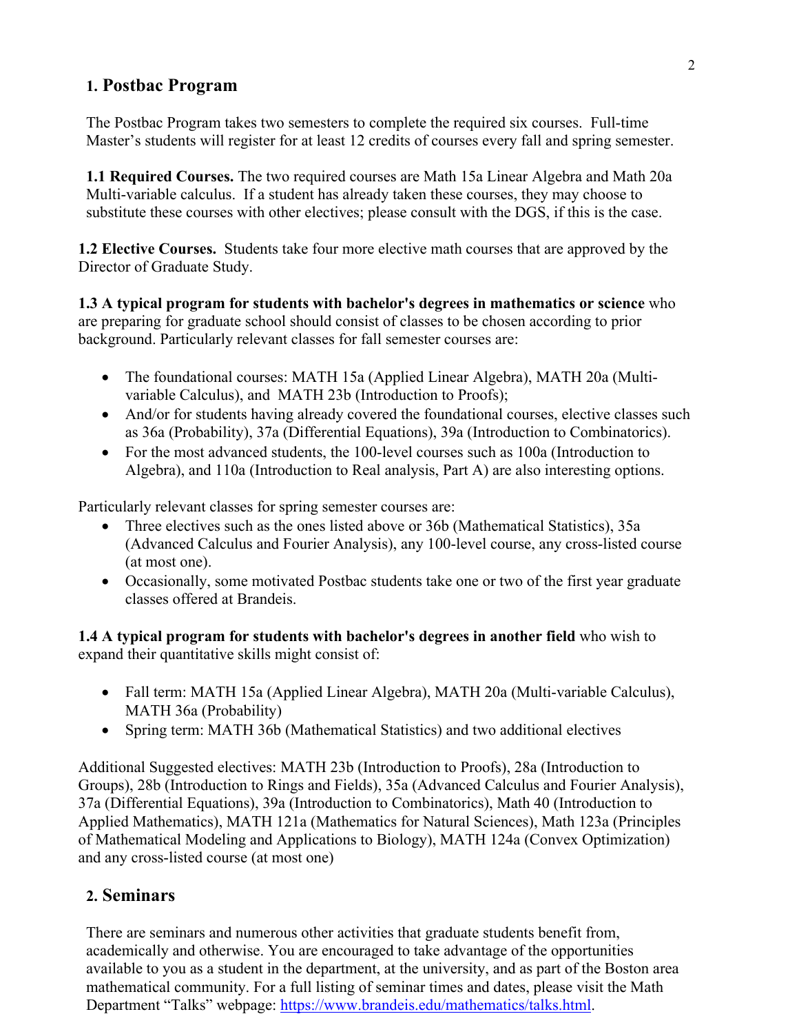## 1. Postbac Program

The Postbac Program takes two semesters to complete the required six courses. Full-time Master's students will register for at least 12 credits of courses every fall and spring semester.

**1.1 Required Courses.** The two required courses are Math 15a Linear Algebra and Math 20a Multi-variable calculus. If a student has already taken these courses, they may choose to substitute these courses with other electives; please consult with the DGS, if this is the case.

**1.2 Elective Courses.** Students take four more elective math courses that are approved by the Director of Graduate Study.

**1.3 A typical program for students with bachelor's degrees in mathematics or science** who are preparing for graduate school should consist of classes to be chosen according to prior background. Particularly relevant classes for fall semester courses are:

- The foundational courses: MATH 15a (Applied Linear Algebra), MATH 20a (Multi-variable Calculus), and MATH 23b (Introduction to Proofs);
- And/or for students having already covered the foundational courses, elective classes such as 36a (Probability), 37a (Differential Equations), 39a (Introduction to Combinatorics).
- For the most advanced students, the 100-level courses such as 100a (Introduction to Algebra), and 110a (Introduction to Real analysis, Part A) are also interesting options.

Particularly relevant classes for spring semester courses are:

- Three electives such as the ones listed above or 36b (Mathematical Statistics), 35a (Advanced Calculus and Fourier Analysis), any 100-level course, any cross-listed course (at most one).
- Occasionally, some motivated Postbac students take one or two of the first year graduate classes offered at Brandeis.

**1.4 A typical program for students with bachelor's degrees in another field** who wish to expand their quantitative skills might consist of:

- Fall term: MATH 15a (Applied Linear Algebra), MATH 20a (Multi-variable Calculus), MATH 36a (Probability)
- Spring term: MATH 36b (Mathematical Statistics) and two additional electives

Additional Suggested electives: MATH 23b (Introduction to Proofs), 28a (Introduction to Groups), 28b (Introduction to Rings and Fields), 35a (Advanced Calculus and Fourier Analysis), 37a (Differential Equations), 39a (Introduction to Combinatorics), Math 40 (Introduction to Applied Mathematics), MATH 121a (Mathematics for Natural Sciences), Math 123a (Principles of Mathematical Modeling and Applications to Biology), MATH 124a (Convex Optimization) and any cross-listed course (at most one)

## 2. Seminars

There are seminars and numerous other activities that graduate students benefit from, academically and otherwise. You are encouraged to take advantage of the opportunities available to you as a student in the department, at the university, and as part of the Boston area mathematical community. For a full listing of seminar times and dates, please visit the Math Department "Talks" webpage: https://www.brandeis.edu/mathematics/talks.html.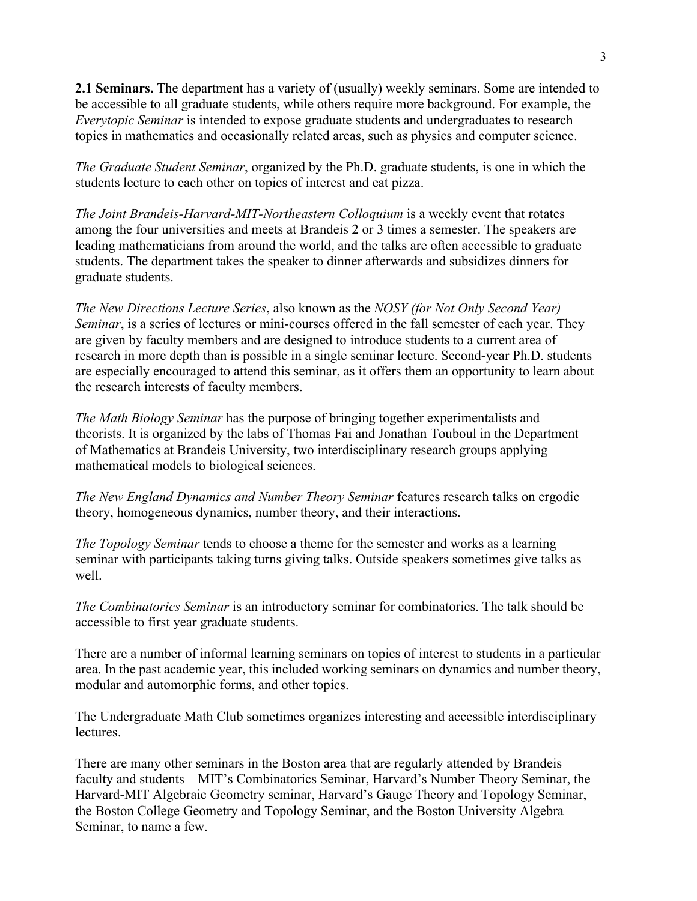**2.1 Seminars.** The department has a variety of (usually) weekly seminars. Some are intended to be accessible to all graduate students, while others require more background. For example, the *Everytopic Seminar* is intended to expose graduate students and undergraduates to research topics in mathematics and occasionally related areas, such as physics and computer science.

*The Graduate Student Seminar*, organized by the Ph.D. graduate students, is one in which the students lecture to each other on topics of interest and eat pizza.

*The Joint Brandeis-Harvard-MIT-Northeastern Colloquium* is a weekly event that rotates among the four universities and meets at Brandeis 2 or 3 times a semester. The speakers are leading mathematicians from around the world, and the talks are often accessible to graduate students. The department takes the speaker to dinner afterwards and subsidizes dinners for graduate students.

*The New Directions Lecture Series*, also known as the *NOSY (for Not Only Second Year) Seminar*, is a series of lectures or mini-courses offered in the fall semester of each year. They are given by faculty members and are designed to introduce students to a current area of research in more depth than is possible in a single seminar lecture. Second-year Ph.D. students are especially encouraged to attend this seminar, as it offers them an opportunity to learn about the research interests of faculty members.

*The Math Biology Seminar* has the purpose of bringing together experimentalists and theorists. It is organized by the labs of Thomas Fai and Jonathan Touboul in the Department of Mathematics at Brandeis University, two interdisciplinary research groups applying mathematical models to biological sciences.

*The New England Dynamics and Number Theory Seminar* features research talks on ergodic theory, homogeneous dynamics, number theory, and their interactions.

*The Topology Seminar* tends to choose a theme for the semester and works as a learning seminar with participants taking turns giving talks. Outside speakers sometimes give talks as well.

*The Combinatorics Seminar* is an introductory seminar for combinatorics. The talk should be accessible to first year graduate students.

There are a number of informal learning seminars on topics of interest to students in a particular area. In the past academic year, this included working seminars on dynamics and number theory, modular and automorphic forms, and other topics.

The Undergraduate Math Club sometimes organizes interesting and accessible interdisciplinary lectures.

There are many other seminars in the Boston area that are regularly attended by Brandeis faculty and students—MIT's Combinatorics Seminar, Harvard's Number Theory Seminar, the Harvard-MIT Algebraic Geometry seminar, Harvard's Gauge Theory and Topology Seminar, the Boston College Geometry and Topology Seminar, and the Boston University Algebra Seminar, to name a few.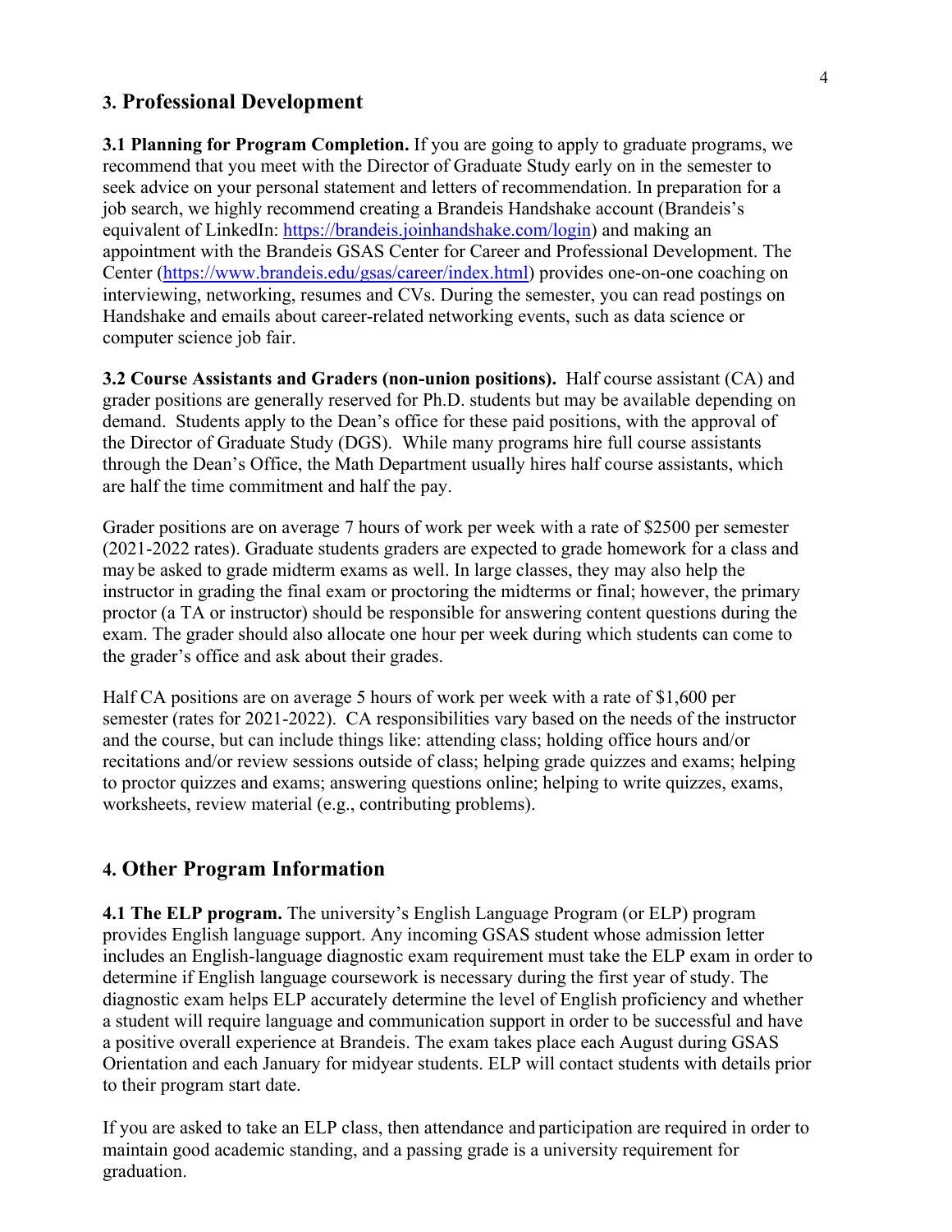## 3. Professional Development

**3.1 Planning for Program Completion.** If you are going to apply to graduate programs, we recommend that you meet with the Director of Graduate Study early on in the semester to seek advice on your personal statement and letters of recommendation. In preparation for a job search, we highly recommend creating a Brandeis Handshake account (Brandeis's equivalent of LinkedIn: https://brandeis.joinhandshake.com/login) and making an appointment with the Brandeis GSAS Center for Career and Professional Development. The Center (https://www.brandeis.edu/gsas/career/index.html) provides one-on-one coaching on interviewing, networking, resumes and CVs. During the semester, you can read postings on Handshake and emails about career-related networking events, such as data science or computer science job fair.

**3.2 Course Assistants and Graders (non-union positions).** Half course assistant (CA) and grader positions are generally reserved for Ph.D. students but may be available depending on demand. Students apply to the Dean's office for these paid positions, with the approval of the Director of Graduate Study (DGS). While many programs hire full course assistants through the Dean's Office, the Math Department usually hires half course assistants, which are half the time commitment and half the pay.

Grader positions are on average 7 hours of work per week with a rate of $2500 per semester (2021-2022 rates). Graduate students graders are expected to grade homework for a class and may be asked to grade midterm exams as well. In large classes, they may also help the instructor in grading the final exam or proctoring the midterms or final; however, the primary proctor (a TA or instructor) should be responsible for answering content questions during the exam. The grader should also allocate one hour per week during which students can come to the grader's office and ask about their grades.

Half CA positions are on average 5 hours of work per week with a rate of $1,600 per semester (rates for 2021-2022). CA responsibilities vary based on the needs of the instructor and the course, but can include things like: attending class; holding office hours and/or recitations and/or review sessions outside of class; helping grade quizzes and exams; helping to proctor quizzes and exams; answering questions online; helping to write quizzes, exams, worksheets, review material (e.g., contributing problems).

## 4. Other Program Information

**4.1 The ELP program.** The university's English Language Program (or ELP) program provides English language support. Any incoming GSAS student whose admission letter includes an English-language diagnostic exam requirement must take the ELP exam in order to determine if English language coursework is necessary during the first year of study. The diagnostic exam helps ELP accurately determine the level of English proficiency and whether a student will require language and communication support in order to be successful and have a positive overall experience at Brandeis. The exam takes place each August during GSAS Orientation and each January for midyear students. ELP will contact students with details prior to their program start date.

If you are asked to take an ELP class, then attendance and participation are required in order to maintain good academic standing, and a passing grade is a university requirement for graduation.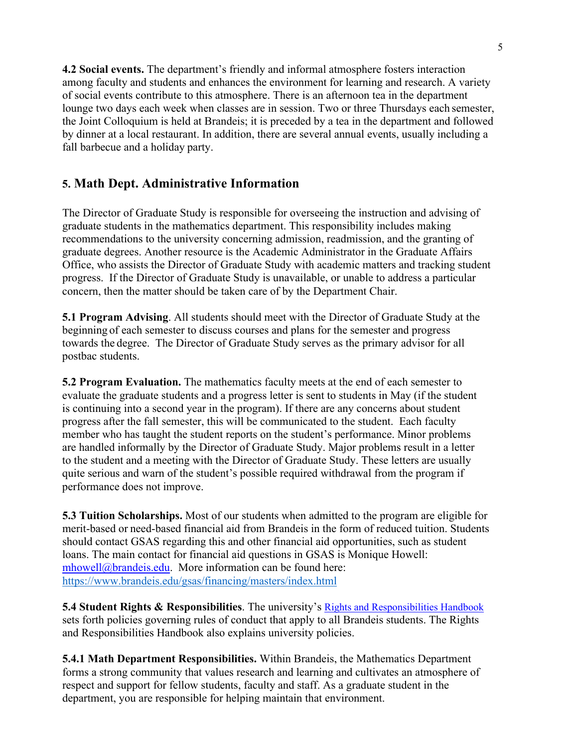**4.2 Social events.** The department's friendly and informal atmosphere fosters interaction among faculty and students and enhances the environment for learning and research. A variety of social events contribute to this atmosphere. There is an afternoon tea in the department lounge two days each week when classes are in session. Two or three Thursdays each semester, the Joint Colloquium is held at Brandeis; it is preceded by a tea in the department and followed by dinner at a local restaurant. In addition, there are several annual events, usually including a fall barbecue and a holiday party.

## 5. Math Dept. Administrative Information

The Director of Graduate Study is responsible for overseeing the instruction and advising of graduate students in the mathematics department. This responsibility includes making recommendations to the university concerning admission, readmission, and the granting of graduate degrees. Another resource is the Academic Administrator in the Graduate Affairs Office, who assists the Director of Graduate Study with academic matters and tracking student progress. If the Director of Graduate Study is unavailable, or unable to address a particular concern, then the matter should be taken care of by the Department Chair.

**5.1 Program Advising**. All students should meet with the Director of Graduate Study at the beginning of each semester to discuss courses and plans for the semester and progress towards the degree. The Director of Graduate Study serves as the primary advisor for all postbac students.

**5.2 Program Evaluation.** The mathematics faculty meets at the end of each semester to evaluate the graduate students and a progress letter is sent to students in May (if the student is continuing into a second year in the program). If there are any concerns about student progress after the fall semester, this will be communicated to the student. Each faculty member who has taught the student reports on the student's performance. Minor problems are handled informally by the Director of Graduate Study. Major problems result in a letter to the student and a meeting with the Director of Graduate Study. These letters are usually quite serious and warn of the student's possible required withdrawal from the program if performance does not improve.

**5.3 Tuition Scholarships.** Most of our students when admitted to the program are eligible for merit-based or need-based financial aid from Brandeis in the form of reduced tuition. Students should contact GSAS regarding this and other financial aid opportunities, such as student loans. The main contact for financial aid questions in GSAS is Monique Howell: mhowell@brandeis.edu. More information can be found here: https://www.brandeis.edu/gsas/financing/masters/index.html

**5.4 Student Rights & Responsibilities**. The university's Rights and Responsibilities Handbook sets forth policies governing rules of conduct that apply to all Brandeis students. The Rights and Responsibilities Handbook also explains university policies.

**5.4.1 Math Department Responsibilities.** Within Brandeis, the Mathematics Department forms a strong community that values research and learning and cultivates an atmosphere of respect and support for fellow students, faculty and staff. As a graduate student in the department, you are responsible for helping maintain that environment.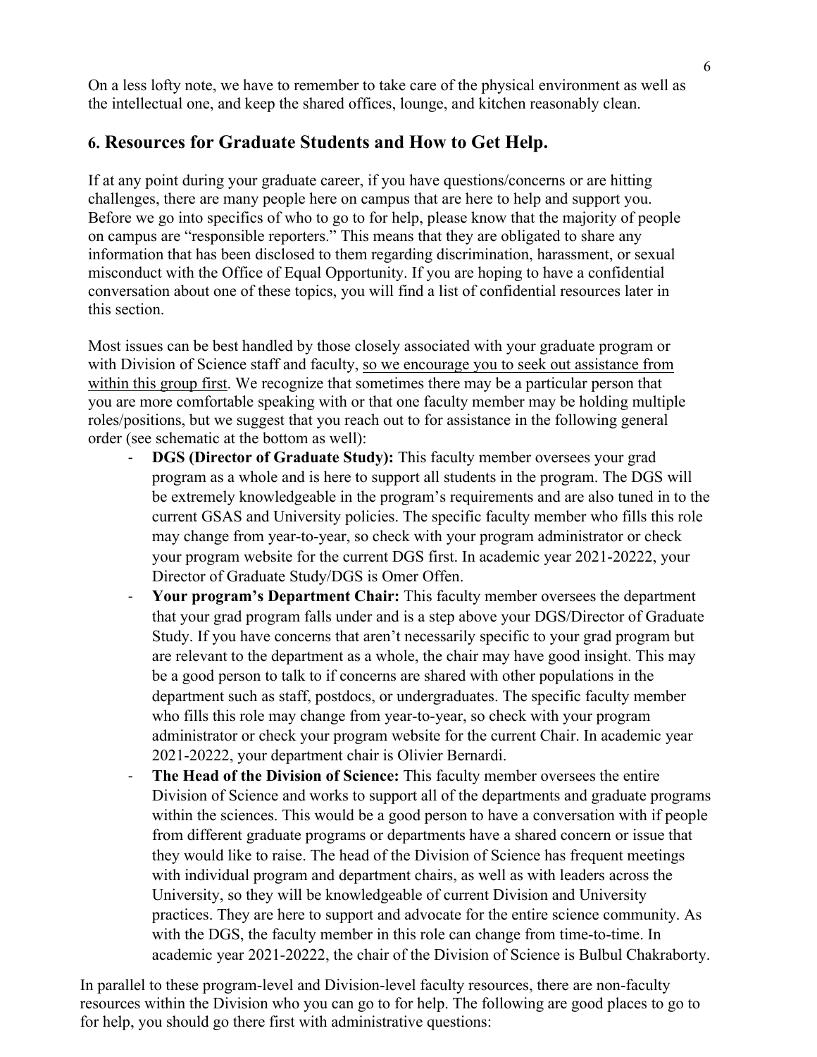On a less lofty note, we have to remember to take care of the physical environment as well as the intellectual one, and keep the shared offices, lounge, and kitchen reasonably clean.

## 6. Resources for Graduate Students and How to Get Help.

If at any point during your graduate career, if you have questions/concerns or are hitting challenges, there are many people here on campus that are here to help and support you. Before we go into specifics of who to go to for help, please know that the majority of people on campus are "responsible reporters." This means that they are obligated to share any information that has been disclosed to them regarding discrimination, harassment, or sexual misconduct with the Office of Equal Opportunity. If you are hoping to have a confidential conversation about one of these topics, you will find a list of confidential resources later in this section.

Most issues can be best handled by those closely associated with your graduate program or with Division of Science staff and faculty, <u>so we encourage you to seek out assistance from within this group first</u>. We recognize that sometimes there may be a particular person that you are more comfortable speaking with or that one faculty member may be holding multiple roles/positions, but we suggest that you reach out to for assistance in the following general order (see schematic at the bottom as well):

- **DGS (Director of Graduate Study):** This faculty member oversees your grad program as a whole and is here to support all students in the program. The DGS will be extremely knowledgeable in the program's requirements and are also tuned in to the current GSAS and University policies. The specific faculty member who fills this role may change from year-to-year, so check with your program administrator or check your program website for the current DGS first. In academic year 2021-20222, your Director of Graduate Study/DGS is Omer Offen.
- **Your program's Department Chair:** This faculty member oversees the department that your grad program falls under and is a step above your DGS/Director of Graduate Study. If you have concerns that aren't necessarily specific to your grad program but are relevant to the department as a whole, the chair may have good insight. This may be a good person to talk to if concerns are shared with other populations in the department such as staff, postdocs, or undergraduates. The specific faculty member who fills this role may change from year-to-year, so check with your program administrator or check your program website for the current Chair. In academic year 2021-20222, your department chair is Olivier Bernardi.
- **The Head of the Division of Science:** This faculty member oversees the entire Division of Science and works to support all of the departments and graduate programs within the sciences. This would be a good person to have a conversation with if people from different graduate programs or departments have a shared concern or issue that they would like to raise. The head of the Division of Science has frequent meetings with individual program and department chairs, as well as with leaders across the University, so they will be knowledgeable of current Division and University practices. They are here to support and advocate for the entire science community. As with the DGS, the faculty member in this role can change from time-to-time. In academic year 2021-20222, the chair of the Division of Science is Bulbul Chakraborty.

In parallel to these program-level and Division-level faculty resources, there are non-faculty resources within the Division who you can go to for help. The following are good places to go to for help, you should go there first with administrative questions: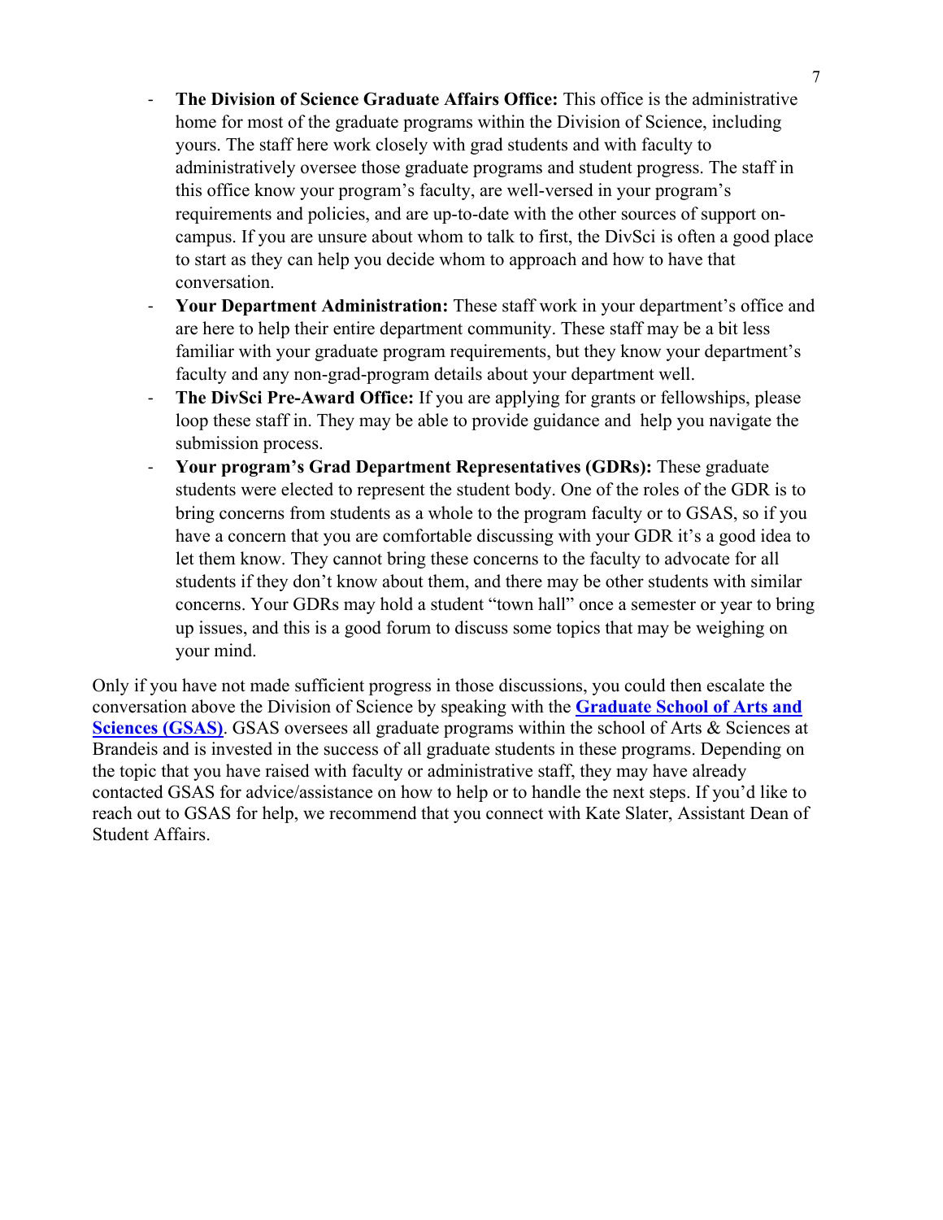- **The Division of Science Graduate Affairs Office:** This office is the administrative home for most of the graduate programs within the Division of Science, including yours. The staff here work closely with grad students and with faculty to administratively oversee those graduate programs and student progress. The staff in this office know your program's faculty, are well-versed in your program's requirements and policies, and are up-to-date with the other sources of support on-campus. If you are unsure about whom to talk to first, the DivSci is often a good place to start as they can help you decide whom to approach and how to have that conversation.
- **Your Department Administration:** These staff work in your department's office and are here to help their entire department community. These staff may be a bit less familiar with your graduate program requirements, but they know your department's faculty and any non-grad-program details about your department well.
- **The DivSci Pre-Award Office:** If you are applying for grants or fellowships, please loop these staff in. They may be able to provide guidance and help you navigate the submission process.
- **Your program's Grad Department Representatives (GDRs):** These graduate students were elected to represent the student body. One of the roles of the GDR is to bring concerns from students as a whole to the program faculty or to GSAS, so if you have a concern that you are comfortable discussing with your GDR it's a good idea to let them know. They cannot bring these concerns to the faculty to advocate for all students if they don't know about them, and there may be other students with similar concerns. Your GDRs may hold a student "town hall" once a semester or year to bring up issues, and this is a good forum to discuss some topics that may be weighing on your mind.

Only if you have not made sufficient progress in those discussions, you could then escalate the conversation above the Division of Science by speaking with the **Graduate School of Arts and Sciences (GSAS)**. GSAS oversees all graduate programs within the school of Arts & Sciences at Brandeis and is invested in the success of all graduate students in these programs. Depending on the topic that you have raised with faculty or administrative staff, they may have already contacted GSAS for advice/assistance on how to help or to handle the next steps. If you'd like to reach out to GSAS for help, we recommend that you connect with Kate Slater, Assistant Dean of Student Affairs.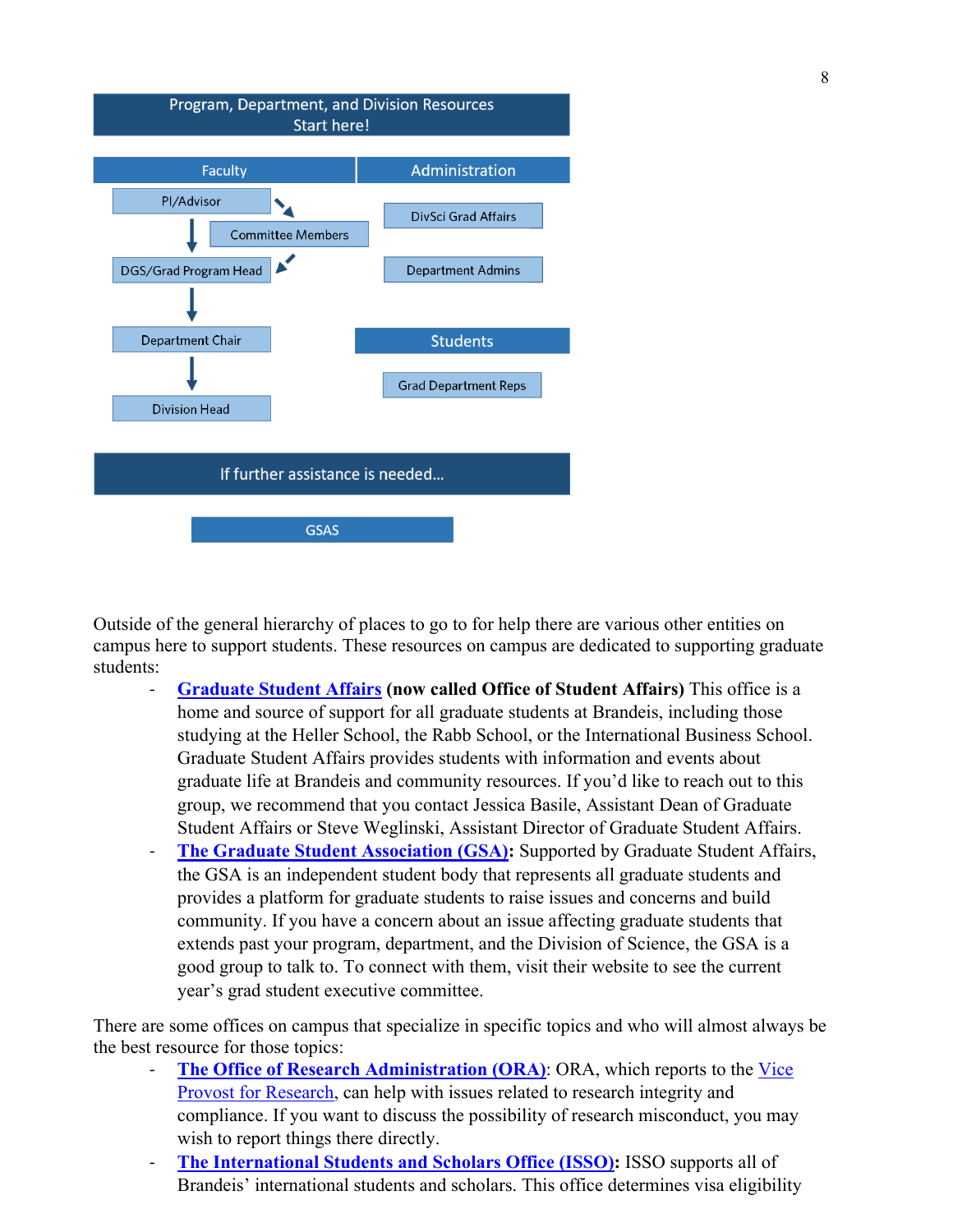**Program, Department, and Division Resources**
**Start here!**

**Faculty**

- PI/Advisor
- Committee Members
- DGS/Grad Program Head
- Department Chair
- Division Head

**Administration**

- DivSci Grad Affairs
- Department Admins

**Students**

- Grad Department Reps

**If further assistance is needed...**

- GSAS

Outside of the general hierarchy of places to go to for help there are various other entities on campus here to support students. These resources on campus are dedicated to supporting graduate students:

- **Graduate Student Affairs (now called Office of Student Affairs)** This office is a home and source of support for all graduate students at Brandeis, including those studying at the Heller School, the Rabb School, or the International Business School. Graduate Student Affairs provides students with information and events about graduate life at Brandeis and community resources. If you'd like to reach out to this group, we recommend that you contact Jessica Basile, Assistant Dean of Graduate Student Affairs or Steve Weglinski, Assistant Director of Graduate Student Affairs.
- **The Graduate Student Association (GSA):** Supported by Graduate Student Affairs, the GSA is an independent student body that represents all graduate students and provides a platform for graduate students to raise issues and concerns and build community. If you have a concern about an issue affecting graduate students that extends past your program, department, and the Division of Science, the GSA is a good group to talk to. To connect with them, visit their website to see the current year's grad student executive committee.

There are some offices on campus that specialize in specific topics and who will almost always be the best resource for those topics:

- **The Office of Research Administration (ORA)**: ORA, which reports to the Vice Provost for Research, can help with issues related to research integrity and compliance. If you want to discuss the possibility of research misconduct, you may wish to report things there directly.
- **The International Students and Scholars Office (ISSO):** ISSO supports all of Brandeis' international students and scholars. This office determines visa eligibility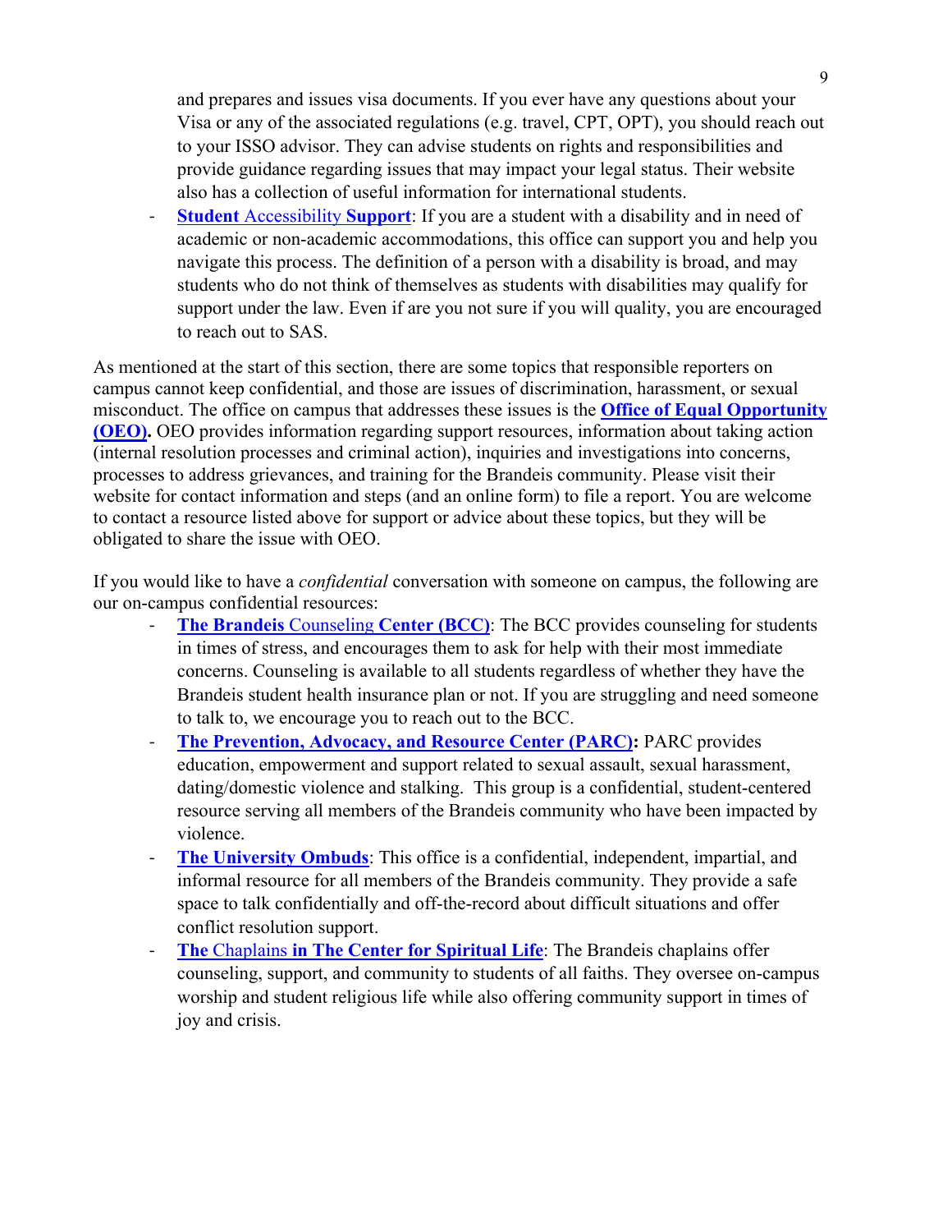and prepares and issues visa documents. If you ever have any questions about your Visa or any of the associated regulations (e.g. travel, CPT, OPT), you should reach out to your ISSO advisor. They can advise students on rights and responsibilities and provide guidance regarding issues that may impact your legal status. Their website also has a collection of useful information for international students.

- **Student** Accessibility **Support**: If you are a student with a disability and in need of academic or non-academic accommodations, this office can support you and help you navigate this process. The definition of a person with a disability is broad, and may students who do not think of themselves as students with disabilities may qualify for support under the law. Even if are you not sure if you will quality, you are encouraged to reach out to SAS.

As mentioned at the start of this section, there are some topics that responsible reporters on campus cannot keep confidential, and those are issues of discrimination, harassment, or sexual misconduct. The office on campus that addresses these issues is the **Office of Equal Opportunity (OEO).** OEO provides information regarding support resources, information about taking action (internal resolution processes and criminal action), inquiries and investigations into concerns, processes to address grievances, and training for the Brandeis community. Please visit their website for contact information and steps (and an online form) to file a report. You are welcome to contact a resource listed above for support or advice about these topics, but they will be obligated to share the issue with OEO.

If you would like to have a *confidential* conversation with someone on campus, the following are our on-campus confidential resources:

- **The Brandeis** Counseling **Center (BCC)**: The BCC provides counseling for students in times of stress, and encourages them to ask for help with their most immediate concerns. Counseling is available to all students regardless of whether they have the Brandeis student health insurance plan or not. If you are struggling and need someone to talk to, we encourage you to reach out to the BCC.
- **The Prevention, Advocacy, and Resource Center (PARC):** PARC provides education, empowerment and support related to sexual assault, sexual harassment, dating/domestic violence and stalking. This group is a confidential, student-centered resource serving all members of the Brandeis community who have been impacted by violence.
- **The University Ombuds**: This office is a confidential, independent, impartial, and informal resource for all members of the Brandeis community. They provide a safe space to talk confidentially and off-the-record about difficult situations and offer conflict resolution support.
- **The** Chaplains **in The Center for Spiritual Life**: The Brandeis chaplains offer counseling, support, and community to students of all faiths. They oversee on-campus worship and student religious life while also offering community support in times of joy and crisis.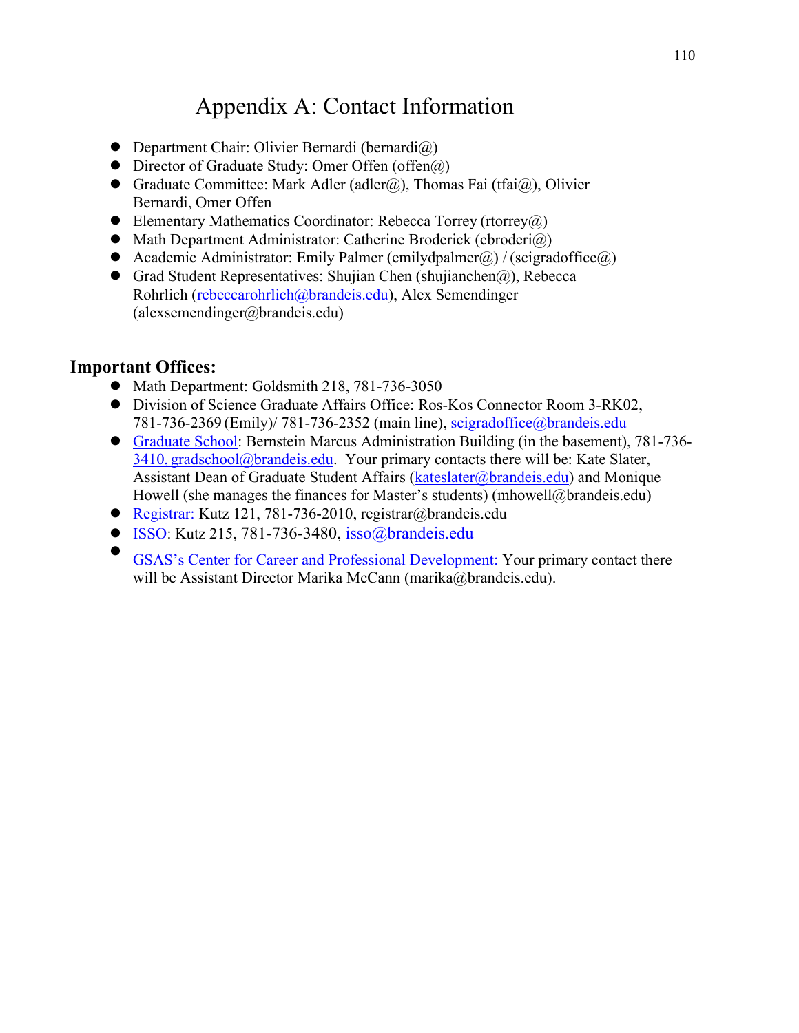# Appendix A: Contact Information

- Department Chair: Olivier Bernardi (bernardi@)
- Director of Graduate Study: Omer Offen (offen@)
- Graduate Committee: Mark Adler (adler@), Thomas Fai (tfai@), Olivier Bernardi, Omer Offen
- Elementary Mathematics Coordinator: Rebecca Torrey (rtorrey@)
- Math Department Administrator: Catherine Broderick (cbroderi@)
- Academic Administrator: Emily Palmer (emilydpalmer@) / (scigradoffice@)
- Grad Student Representatives: Shujian Chen (shujianchen@), Rebecca Rohrlich (rebeccarohrlich@brandeis.edu), Alex Semendinger (alexsemendinger@brandeis.edu)

## Important Offices:

- Math Department: Goldsmith 218, 781-736-3050
- Division of Science Graduate Affairs Office: Ros-Kos Connector Room 3-RK02, 781-736-2369 (Emily)/ 781-736-2352 (main line), scigradoffice@brandeis.edu
- Graduate School: Bernstein Marcus Administration Building (in the basement), 781-736-3410, gradschool@brandeis.edu. Your primary contacts there will be: Kate Slater, Assistant Dean of Graduate Student Affairs (kateslater@brandeis.edu) and Monique Howell (she manages the finances for Master's students) (mhowell@brandeis.edu)
- Registrar: Kutz 121, 781-736-2010, registrar@brandeis.edu
- ISSO: Kutz 215, 781-736-3480, isso@brandeis.edu
- GSAS's Center for Career and Professional Development: Your primary contact there will be Assistant Director Marika McCann (marika@brandeis.edu).